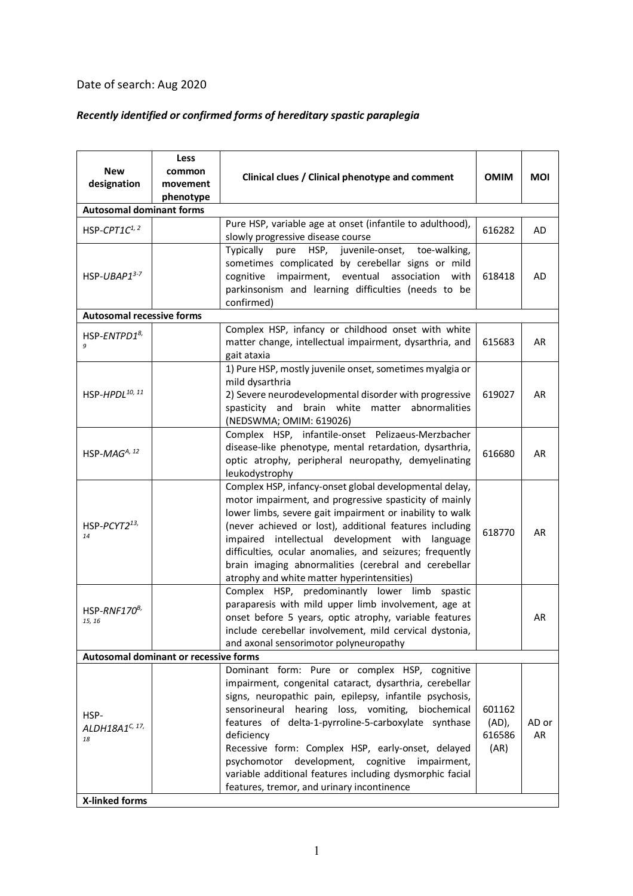Date of search: Aug 2020

*Recently identified or confirmed forms of hereditary spastic paraplegia*

| New designation | Less common movement phenotype | Clinical clues / Clinical phenotype and comment | OMIM | MOI |
|---|---|---|---|---|
| **Autosomal dominant forms** | | | | |
| HSP-*CPT1C*[1, 2] | | Pure HSP, variable age at onset (infantile to adulthood), slowly progressive disease course | 616282 | AD |
| HSP-*UBAP1*[3-7] | | Typically pure HSP, juvenile-onset, toe-walking, sometimes complicated by cerebellar signs or mild cognitive impairment, eventual association with parkinsonism and learning difficulties (needs to be confirmed) | 618418 | AD |
| **Autosomal recessive forms** | | | | |
| HSP-*ENTPD1*[8, 9] | | Complex HSP, infancy or childhood onset with white matter change, intellectual impairment, dysarthria, and gait ataxia | 615683 | AR |
| HSP-*HPDL*[10, 11] | | 1) Pure HSP, mostly juvenile onset, sometimes myalgia or mild dysarthria<br>2) Severe neurodevelopmental disorder with progressive spasticity and brain white matter abnormalities (NEDSWMA; OMIM: 619026) | 619027 | AR |
| HSP-*MAG*[A, 12] | | Complex HSP, infantile-onset Pelizaeus-Merzbacher disease-like phenotype, mental retardation, dysarthria, optic atrophy, peripheral neuropathy, demyelinating leukodystrophy | 616680 | AR |
| HSP-*PCYT2*[13, 14] | | Complex HSP, infancy-onset global developmental delay, motor impairment, and progressive spasticity of mainly lower limbs, severe gait impairment or inability to walk (never achieved or lost), additional features including impaired intellectual development with language difficulties, ocular anomalies, and seizures; frequently brain imaging abnormalities (cerebral and cerebellar atrophy and white matter hyperintensities) | 618770 | AR |
| HSP-*RNF170*[B, 15, 16] | | Complex HSP, predominantly lower limb spastic paraparesis with mild upper limb involvement, age at onset before 5 years, optic atrophy, variable features include cerebellar involvement, mild cervical dystonia, and axonal sensorimotor polyneuropathy | | AR |
| **Autosomal dominant or recessive forms** | | | | |
| HSP-*ALDH18A1*[C, 17, 18] | | Dominant form: Pure or complex HSP, cognitive impairment, congenital cataract, dysarthria, cerebellar signs, neuropathic pain, epilepsy, infantile psychosis, sensorineural hearing loss, vomiting, biochemical features of delta-1-pyrroline-5-carboxylate synthase deficiency<br>Recessive form: Complex HSP, early-onset, delayed psychomotor development, cognitive impairment, variable additional features including dysmorphic facial features, tremor, and urinary incontinence | 601162 (AD), 616586 (AR) | AD or AR |
| **X-linked forms** | | | | |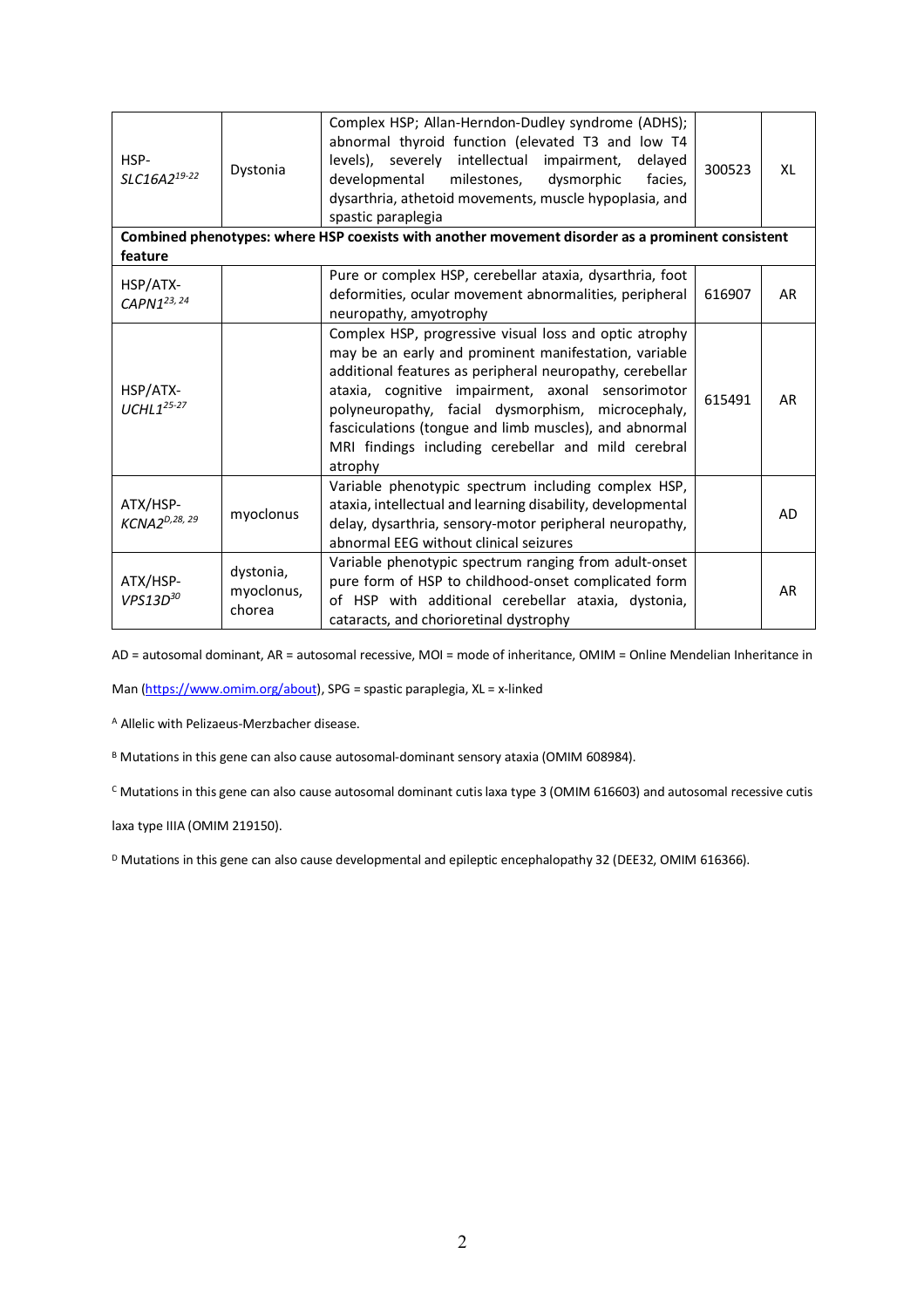| | | | | |
|---|---|---|---|---|
| HSP-*SLC16A2*[19-22] | Dystonia | Complex HSP; Allan-Herndon-Dudley syndrome (ADHS); abnormal thyroid function (elevated T3 and low T4 levels), severely intellectual impairment, delayed developmental milestones, dysmorphic facies, dysarthria, athetoid movements, muscle hypoplasia, and spastic paraplegia | 300523 | XL |
| **Combined phenotypes: where HSP coexists with another movement disorder as a prominent consistent feature** | | | | |
| HSP/ATX-*CAPN1*[23, 24] | | Pure or complex HSP, cerebellar ataxia, dysarthria, foot deformities, ocular movement abnormalities, peripheral neuropathy, amyotrophy | 616907 | AR |
| HSP/ATX-*UCHL1*[25-27] | | Complex HSP, progressive visual loss and optic atrophy may be an early and prominent manifestation, variable additional features as peripheral neuropathy, cerebellar ataxia, cognitive impairment, axonal sensorimotor polyneuropathy, facial dysmorphism, microcephaly, fasciculations (tongue and limb muscles), and abnormal MRI findings including cerebellar and mild cerebral atrophy | 615491 | AR |
| ATX/HSP-*KCNA2*[D,28, 29] | myoclonus | Variable phenotypic spectrum including complex HSP, ataxia, intellectual and learning disability, developmental delay, dysarthria, sensory-motor peripheral neuropathy, abnormal EEG without clinical seizures | | AD |
| ATX/HSP-*VPS13D*[30] | dystonia, myoclonus, chorea | Variable phenotypic spectrum ranging from adult-onset pure form of HSP to childhood-onset complicated form of HSP with additional cerebellar ataxia, dystonia, cataracts, and chorioretinal dystrophy | | AR |

AD = autosomal dominant, AR = autosomal recessive, MOI = mode of inheritance, OMIM = Online Mendelian Inheritance in Man (https://www.omim.org/about), SPG = spastic paraplegia, XL = x-linked

[A] Allelic with Pelizaeus-Merzbacher disease.

[B] Mutations in this gene can also cause autosomal-dominant sensory ataxia (OMIM 608984).

[C] Mutations in this gene can also cause autosomal dominant cutis laxa type 3 (OMIM 616603) and autosomal recessive cutis laxa type IIIA (OMIM 219150).

[D] Mutations in this gene can also cause developmental and epileptic encephalopathy 32 (DEE32, OMIM 616366).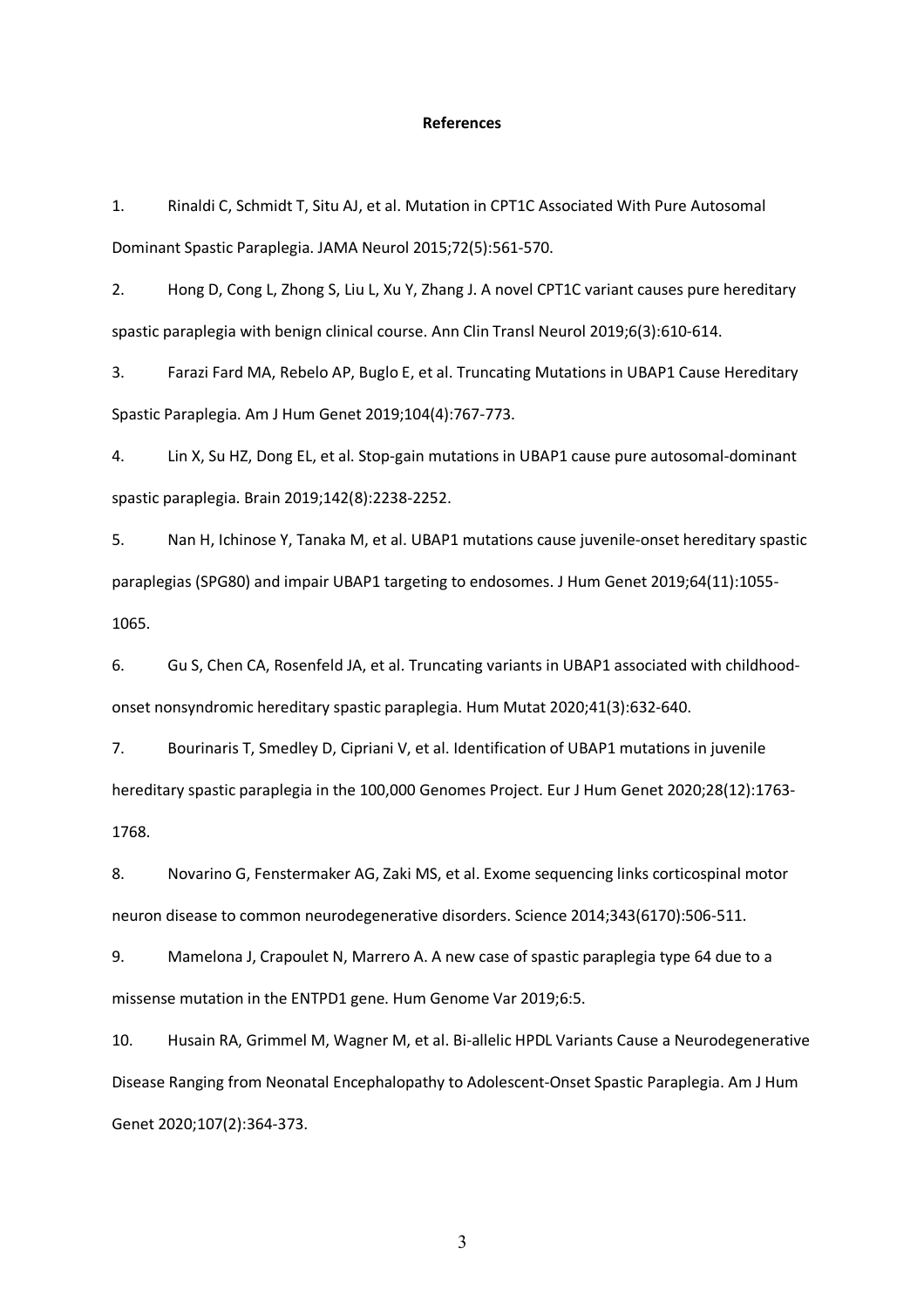**References**

1. Rinaldi C, Schmidt T, Situ AJ, et al. Mutation in CPT1C Associated With Pure Autosomal Dominant Spastic Paraplegia. JAMA Neurol 2015;72(5):561-570.

2. Hong D, Cong L, Zhong S, Liu L, Xu Y, Zhang J. A novel CPT1C variant causes pure hereditary spastic paraplegia with benign clinical course. Ann Clin Transl Neurol 2019;6(3):610-614.

3. Farazi Fard MA, Rebelo AP, Buglo E, et al. Truncating Mutations in UBAP1 Cause Hereditary Spastic Paraplegia. Am J Hum Genet 2019;104(4):767-773.

4. Lin X, Su HZ, Dong EL, et al. Stop-gain mutations in UBAP1 cause pure autosomal-dominant spastic paraplegia. Brain 2019;142(8):2238-2252.

5. Nan H, Ichinose Y, Tanaka M, et al. UBAP1 mutations cause juvenile-onset hereditary spastic paraplegias (SPG80) and impair UBAP1 targeting to endosomes. J Hum Genet 2019;64(11):1055-1065.

6. Gu S, Chen CA, Rosenfeld JA, et al. Truncating variants in UBAP1 associated with childhood-onset nonsyndromic hereditary spastic paraplegia. Hum Mutat 2020;41(3):632-640.

7. Bourinaris T, Smedley D, Cipriani V, et al. Identification of UBAP1 mutations in juvenile hereditary spastic paraplegia in the 100,000 Genomes Project. Eur J Hum Genet 2020;28(12):1763-1768.

8. Novarino G, Fenstermaker AG, Zaki MS, et al. Exome sequencing links corticospinal motor neuron disease to common neurodegenerative disorders. Science 2014;343(6170):506-511.

9. Mamelona J, Crapoulet N, Marrero A. A new case of spastic paraplegia type 64 due to a missense mutation in the ENTPD1 gene. Hum Genome Var 2019;6:5.

10. Husain RA, Grimmel M, Wagner M, et al. Bi-allelic HPDL Variants Cause a Neurodegenerative Disease Ranging from Neonatal Encephalopathy to Adolescent-Onset Spastic Paraplegia. Am J Hum Genet 2020;107(2):364-373.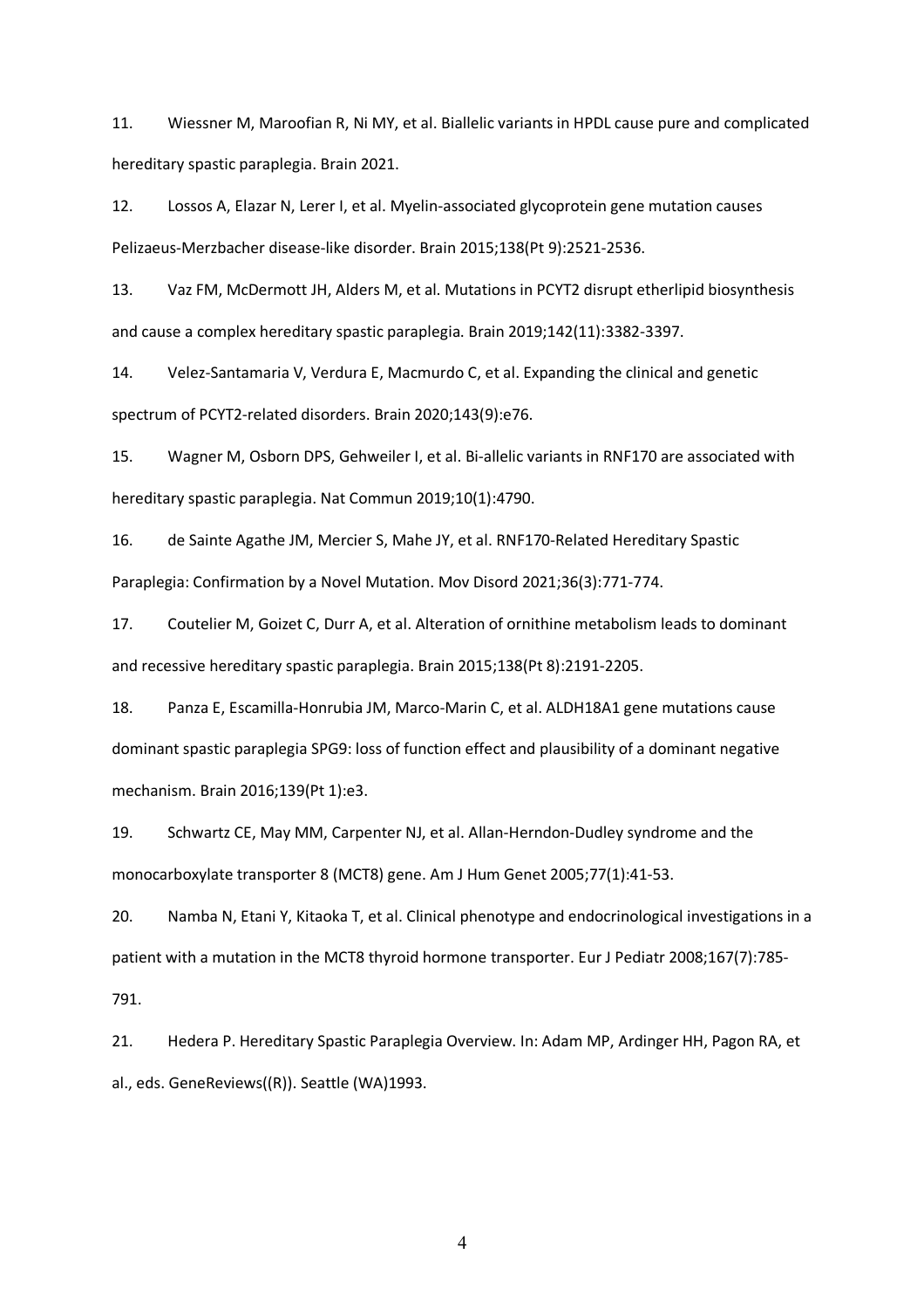11. Wiessner M, Maroofian R, Ni MY, et al. Biallelic variants in HPDL cause pure and complicated hereditary spastic paraplegia. Brain 2021.

12. Lossos A, Elazar N, Lerer I, et al. Myelin-associated glycoprotein gene mutation causes Pelizaeus-Merzbacher disease-like disorder. Brain 2015;138(Pt 9):2521-2536.

13. Vaz FM, McDermott JH, Alders M, et al. Mutations in PCYT2 disrupt etherlipid biosynthesis and cause a complex hereditary spastic paraplegia. Brain 2019;142(11):3382-3397.

14. Velez-Santamaria V, Verdura E, Macmurdo C, et al. Expanding the clinical and genetic spectrum of PCYT2-related disorders. Brain 2020;143(9):e76.

15. Wagner M, Osborn DPS, Gehweiler I, et al. Bi-allelic variants in RNF170 are associated with hereditary spastic paraplegia. Nat Commun 2019;10(1):4790.

16. de Sainte Agathe JM, Mercier S, Mahe JY, et al. RNF170-Related Hereditary Spastic Paraplegia: Confirmation by a Novel Mutation. Mov Disord 2021;36(3):771-774.

17. Coutelier M, Goizet C, Durr A, et al. Alteration of ornithine metabolism leads to dominant and recessive hereditary spastic paraplegia. Brain 2015;138(Pt 8):2191-2205.

18. Panza E, Escamilla-Honrubia JM, Marco-Marin C, et al. ALDH18A1 gene mutations cause dominant spastic paraplegia SPG9: loss of function effect and plausibility of a dominant negative mechanism. Brain 2016;139(Pt 1):e3.

19. Schwartz CE, May MM, Carpenter NJ, et al. Allan-Herndon-Dudley syndrome and the monocarboxylate transporter 8 (MCT8) gene. Am J Hum Genet 2005;77(1):41-53.

20. Namba N, Etani Y, Kitaoka T, et al. Clinical phenotype and endocrinological investigations in a patient with a mutation in the MCT8 thyroid hormone transporter. Eur J Pediatr 2008;167(7):785-791.

21. Hedera P. Hereditary Spastic Paraplegia Overview. In: Adam MP, Ardinger HH, Pagon RA, et al., eds. GeneReviews((R)). Seattle (WA)1993.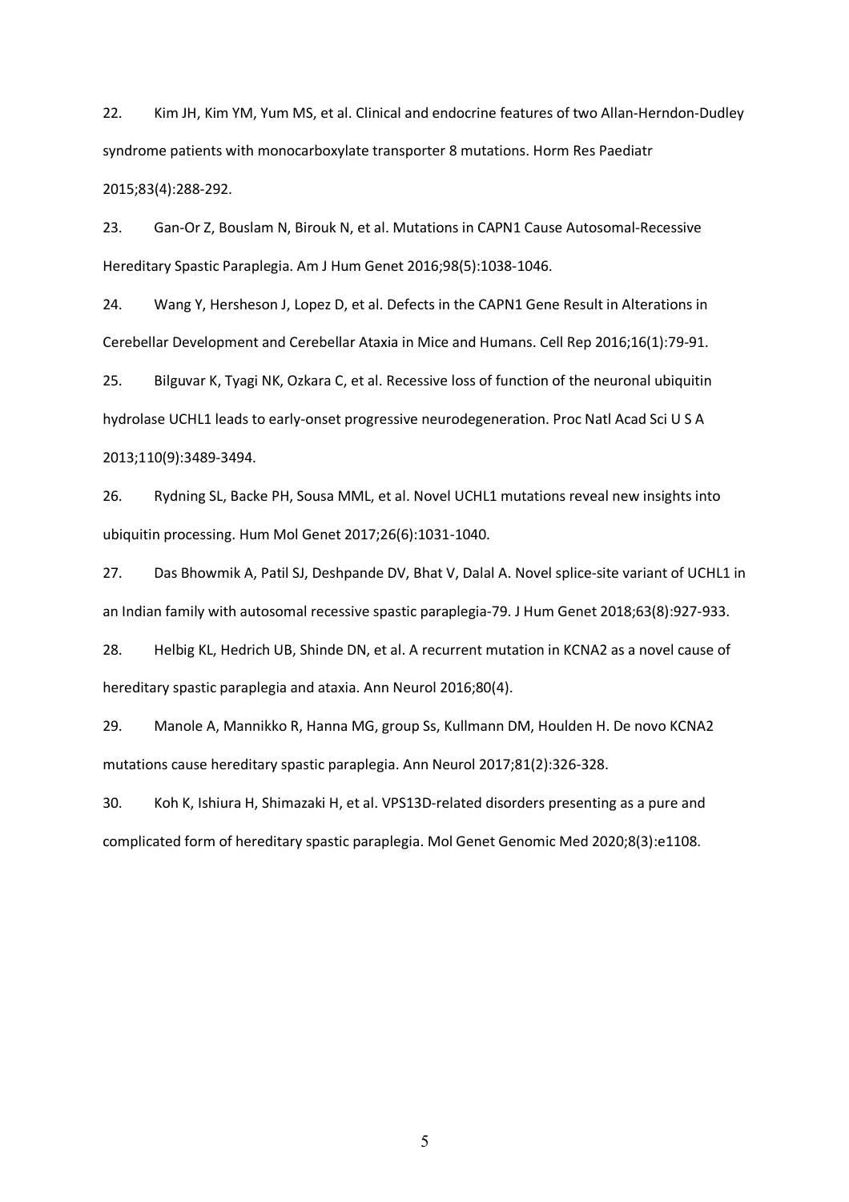22. Kim JH, Kim YM, Yum MS, et al. Clinical and endocrine features of two Allan-Herndon-Dudley syndrome patients with monocarboxylate transporter 8 mutations. Horm Res Paediatr 2015;83(4):288-292.

23. Gan-Or Z, Bouslam N, Birouk N, et al. Mutations in CAPN1 Cause Autosomal-Recessive Hereditary Spastic Paraplegia. Am J Hum Genet 2016;98(5):1038-1046.

24. Wang Y, Hersheson J, Lopez D, et al. Defects in the CAPN1 Gene Result in Alterations in Cerebellar Development and Cerebellar Ataxia in Mice and Humans. Cell Rep 2016;16(1):79-91.

25. Bilguvar K, Tyagi NK, Ozkara C, et al. Recessive loss of function of the neuronal ubiquitin hydrolase UCHL1 leads to early-onset progressive neurodegeneration. Proc Natl Acad Sci U S A 2013;110(9):3489-3494.

26. Rydning SL, Backe PH, Sousa MML, et al. Novel UCHL1 mutations reveal new insights into ubiquitin processing. Hum Mol Genet 2017;26(6):1031-1040.

27. Das Bhowmik A, Patil SJ, Deshpande DV, Bhat V, Dalal A. Novel splice-site variant of UCHL1 in an Indian family with autosomal recessive spastic paraplegia-79. J Hum Genet 2018;63(8):927-933.

28. Helbig KL, Hedrich UB, Shinde DN, et al. A recurrent mutation in KCNA2 as a novel cause of hereditary spastic paraplegia and ataxia. Ann Neurol 2016;80(4).

29. Manole A, Mannikko R, Hanna MG, group Ss, Kullmann DM, Houlden H. De novo KCNA2 mutations cause hereditary spastic paraplegia. Ann Neurol 2017;81(2):326-328.

30. Koh K, Ishiura H, Shimazaki H, et al. VPS13D-related disorders presenting as a pure and complicated form of hereditary spastic paraplegia. Mol Genet Genomic Med 2020;8(3):e1108.